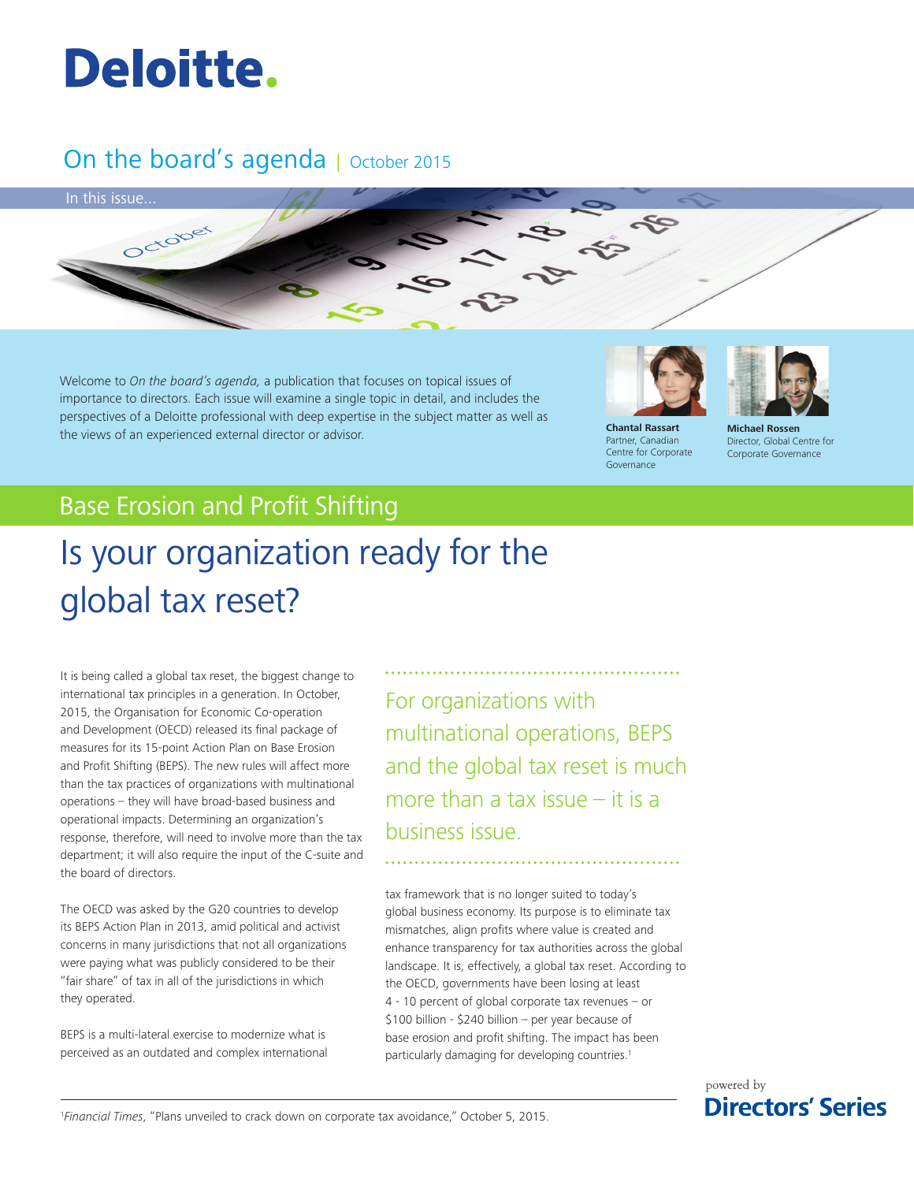# Deloitte.

## On the board's agenda | October 2015

In this issue...

Welcome to *On the board's agenda,* a publication that focuses on topical issues of importance to directors. Each issue will examine a single topic in detail, and includes the perspectives of a Deloitte professional with deep expertise in the subject matter as well as the views of an experienced external director or advisor.

**Chantal Rassart**
Partner, Canadian Centre for Corporate Governance

**Michael Rossen**
Director, Global Centre for Corporate Governance

## Base Erosion and Profit Shifting

# Is your organization ready for the global tax reset?

It is being called a global tax reset, the biggest change to international tax principles in a generation. In October, 2015, the Organisation for Economic Co-operation and Development (OECD) released its final package of measures for its 15-point Action Plan on Base Erosion and Profit Shifting (BEPS). The new rules will affect more than the tax practices of organizations with multinational operations – they will have broad-based business and operational impacts. Determining an organization's response, therefore, will need to involve more than the tax department; it will also require the input of the C-suite and the board of directors.

The OECD was asked by the G20 countries to develop its BEPS Action Plan in 2013, amid political and activist concerns in many jurisdictions that not all organizations were paying what was publicly considered to be their "fair share" of tax in all of the jurisdictions in which they operated.

BEPS is a multi-lateral exercise to modernize what is perceived as an outdated and complex international tax framework that is no longer suited to today's global business economy. Its purpose is to eliminate tax mismatches, align profits where value is created and enhance transparency for tax authorities across the global landscape. It is, effectively, a global tax reset. According to the OECD, governments have been losing at least 4 - 10 percent of global corporate tax revenues – or $100 billion - $240 billion – per year because of base erosion and profit shifting. The impact has been particularly damaging for developing countries.[1]

> For organizations with multinational operations, BEPS and the global tax reset is much more than a tax issue – it is a business issue.

[1] *Financial Times*, "Plans unveiled to crack down on corporate tax avoidance," October 5, 2015.

powered by **Directors' Series**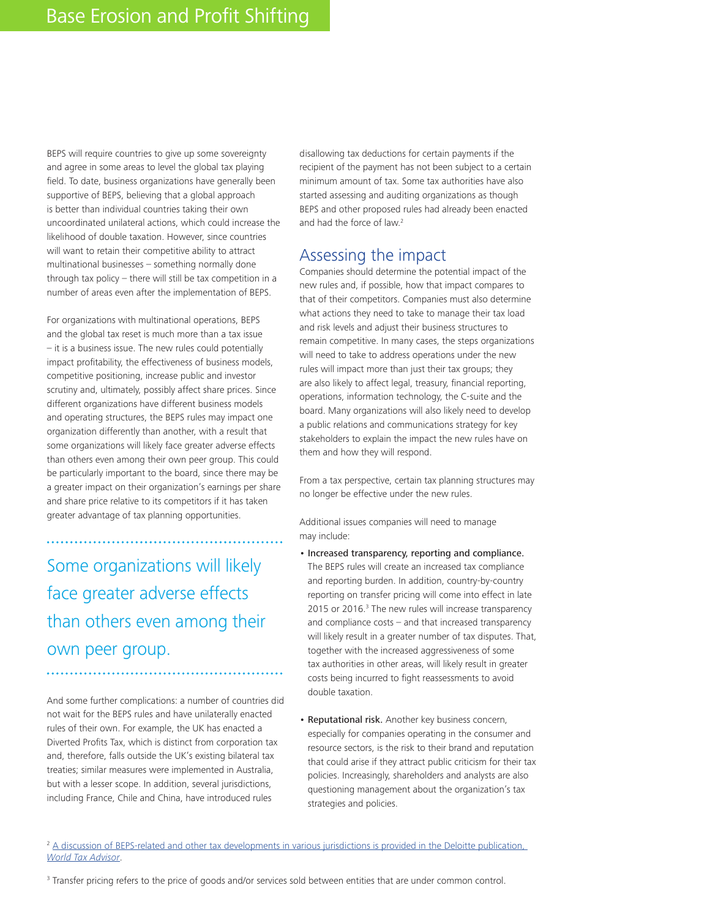BEPS will require countries to give up some sovereignty and agree in some areas to level the global tax playing field. To date, business organizations have generally been supportive of BEPS, believing that a global approach is better than individual countries taking their own uncoordinated unilateral actions, which could increase the likelihood of double taxation. However, since countries will want to retain their competitive ability to attract multinational businesses – something normally done through tax policy – there will still be tax competition in a number of areas even after the implementation of BEPS.

For organizations with multinational operations, BEPS and the global tax reset is much more than a tax issue – it is a business issue. The new rules could potentially impact profitability, the effectiveness of business models, competitive positioning, increase public and investor scrutiny and, ultimately, possibly affect share prices. Since different organizations have different business models and operating structures, the BEPS rules may impact one organization differently than another, with a result that some organizations will likely face greater adverse effects than others even among their own peer group. This could be particularly important to the board, since there may be a greater impact on their organization's earnings per share and share price relative to its competitors if it has taken greater advantage of tax planning opportunities.

> Some organizations will likely face greater adverse effects than others even among their own peer group.

And some further complications: a number of countries did not wait for the BEPS rules and have unilaterally enacted rules of their own. For example, the UK has enacted a Diverted Profits Tax, which is distinct from corporation tax and, therefore, falls outside the UK's existing bilateral tax treaties; similar measures were implemented in Australia, but with a lesser scope. In addition, several jurisdictions, including France, Chile and China, have introduced rules disallowing tax deductions for certain payments if the recipient of the payment has not been subject to a certain minimum amount of tax. Some tax authorities have also started assessing and auditing organizations as though BEPS and other proposed rules had already been enacted and had the force of law.[2]

## Assessing the impact

Companies should determine the potential impact of the new rules and, if possible, how that impact compares to that of their competitors. Companies must also determine what actions they need to take to manage their tax load and risk levels and adjust their business structures to remain competitive. In many cases, the steps organizations will need to take to address operations under the new rules will impact more than just their tax groups; they are also likely to affect legal, treasury, financial reporting, operations, information technology, the C-suite and the board. Many organizations will also likely need to develop a public relations and communications strategy for key stakeholders to explain the impact the new rules have on them and how they will respond.

From a tax perspective, certain tax planning structures may no longer be effective under the new rules.

Additional issues companies will need to manage may include:

- **Increased transparency, reporting and compliance.** The BEPS rules will create an increased tax compliance and reporting burden. In addition, country-by-country reporting on transfer pricing will come into effect in late 2015 or 2016.[3] The new rules will increase transparency and compliance costs – and that increased transparency will likely result in a greater number of tax disputes. That, together with the increased aggressiveness of some tax authorities in other areas, will likely result in greater costs being incurred to fight reassessments to avoid double taxation.

- **Reputational risk.** Another key business concern, especially for companies operating in the consumer and resource sectors, is the risk to their brand and reputation that could arise if they attract public criticism for their tax policies. Increasingly, shareholders and analysts are also questioning management about the organization's tax strategies and policies.

[2] A discussion of BEPS-related and other tax developments in various jurisdictions is provided in the Deloitte publication, *World Tax Advisor*.

[3] Transfer pricing refers to the price of goods and/or services sold between entities that are under common control.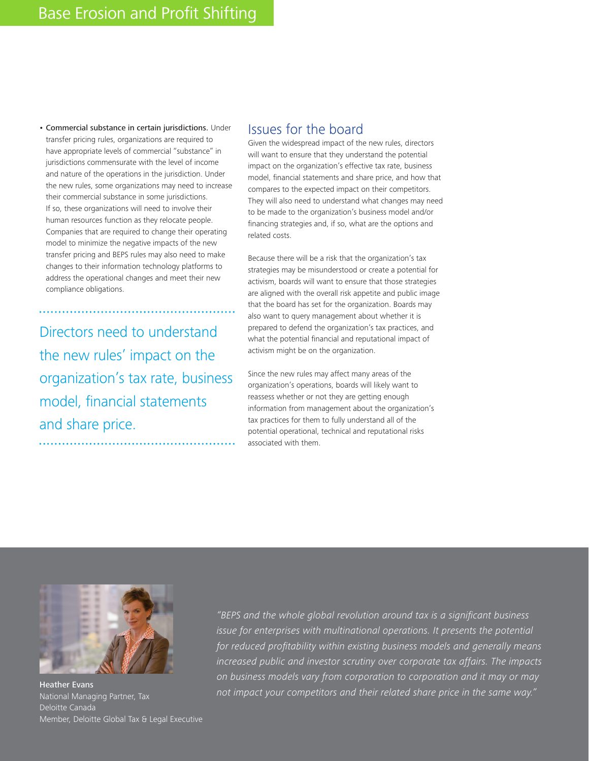- **Commercial substance in certain jurisdictions.** Under transfer pricing rules, organizations are required to have appropriate levels of commercial "substance" in jurisdictions commensurate with the level of income and nature of the operations in the jurisdiction. Under the new rules, some organizations may need to increase their commercial substance in some jurisdictions. If so, these organizations will need to involve their human resources function as they relocate people. Companies that are required to change their operating model to minimize the negative impacts of the new transfer pricing and BEPS rules may also need to make changes to their information technology platforms to address the operational changes and meet their new compliance obligations.

> Directors need to understand the new rules' impact on the organization's tax rate, business model, financial statements and share price.

## Issues for the board

Given the widespread impact of the new rules, directors will want to ensure that they understand the potential impact on the organization's effective tax rate, business model, financial statements and share price, and how that compares to the expected impact on their competitors. They will also need to understand what changes may need to be made to the organization's business model and/or financing strategies and, if so, what are the options and related costs.

Because there will be a risk that the organization's tax strategies may be misunderstood or create a potential for activism, boards will want to ensure that those strategies are aligned with the overall risk appetite and public image that the board has set for the organization. Boards may also want to query management about whether it is prepared to defend the organization's tax practices, and what the potential financial and reputational impact of activism might be on the organization.

Since the new rules may affect many areas of the organization's operations, boards will likely want to reassess whether or not they are getting enough information from management about the organization's tax practices for them to fully understand all of the potential operational, technical and reputational risks associated with them.

*"BEPS and the whole global revolution around tax is a significant business issue for enterprises with multinational operations. It presents the potential for reduced profitability within existing business models and generally means increased public and investor scrutiny over corporate tax affairs. The impacts on business models vary from corporation to corporation and it may or may not impact your competitors and their related share price in the same way."*

**Heather Evans**
National Managing Partner, Tax
Deloitte Canada
Member, Deloitte Global Tax & Legal Executive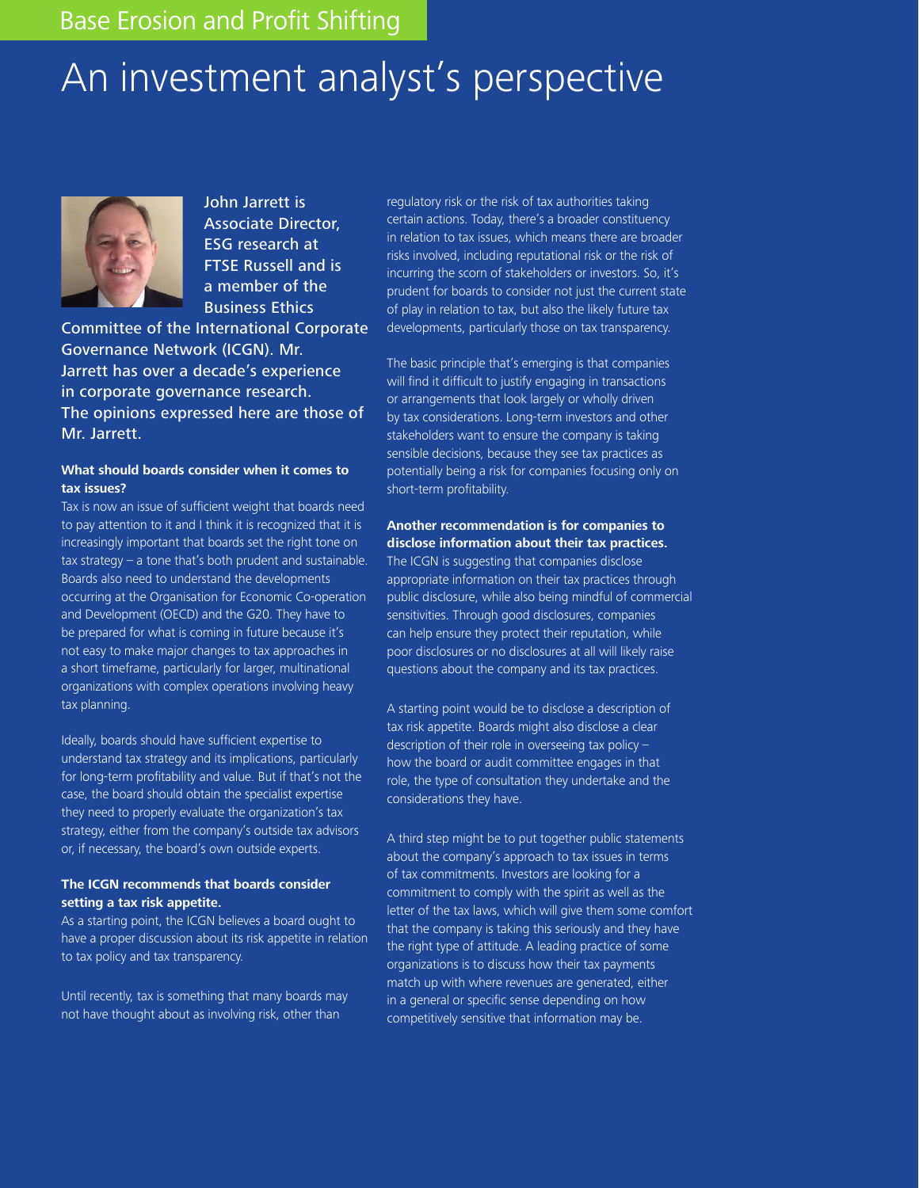Base Erosion and Profit Shifting

# An investment analyst's perspective

John Jarrett is Associate Director, ESG research at FTSE Russell and is a member of the Business Ethics Committee of the International Corporate Governance Network (ICGN). Mr. Jarrett has over a decade's experience in corporate governance research. The opinions expressed here are those of Mr. Jarrett.

**What should boards consider when it comes to tax issues?**

Tax is now an issue of sufficient weight that boards need to pay attention to it and I think it is recognized that it is increasingly important that boards set the right tone on tax strategy – a tone that's both prudent and sustainable. Boards also need to understand the developments occurring at the Organisation for Economic Co-operation and Development (OECD) and the G20. They have to be prepared for what is coming in future because it's not easy to make major changes to tax approaches in a short timeframe, particularly for larger, multinational organizations with complex operations involving heavy tax planning.

Ideally, boards should have sufficient expertise to understand tax strategy and its implications, particularly for long-term profitability and value. But if that's not the case, the board should obtain the specialist expertise they need to properly evaluate the organization's tax strategy, either from the company's outside tax advisors or, if necessary, the board's own outside experts.

**The ICGN recommends that boards consider setting a tax risk appetite.**

As a starting point, the ICGN believes a board ought to have a proper discussion about its risk appetite in relation to tax policy and tax transparency.

Until recently, tax is something that many boards may not have thought about as involving risk, other than regulatory risk or the risk of tax authorities taking certain actions. Today, there's a broader constituency in relation to tax issues, which means there are broader risks involved, including reputational risk or the risk of incurring the scorn of stakeholders or investors. So, it's prudent for boards to consider not just the current state of play in relation to tax, but also the likely future tax developments, particularly those on tax transparency.

The basic principle that's emerging is that companies will find it difficult to justify engaging in transactions or arrangements that look largely or wholly driven by tax considerations. Long-term investors and other stakeholders want to ensure the company is taking sensible decisions, because they see tax practices as potentially being a risk for companies focusing only on short-term profitability.

**Another recommendation is for companies to disclose information about their tax practices.**

The ICGN is suggesting that companies disclose appropriate information on their tax practices through public disclosure, while also being mindful of commercial sensitivities. Through good disclosures, companies can help ensure they protect their reputation, while poor disclosures or no disclosures at all will likely raise questions about the company and its tax practices.

A starting point would be to disclose a description of tax risk appetite. Boards might also disclose a clear description of their role in overseeing tax policy – how the board or audit committee engages in that role, the type of consultation they undertake and the considerations they have.

A third step might be to put together public statements about the company's approach to tax issues in terms of tax commitments. Investors are looking for a commitment to comply with the spirit as well as the letter of the tax laws, which will give them some comfort that the company is taking this seriously and they have the right type of attitude. A leading practice of some organizations is to discuss how their tax payments match up with where revenues are generated, either in a general or specific sense depending on how competitively sensitive that information may be.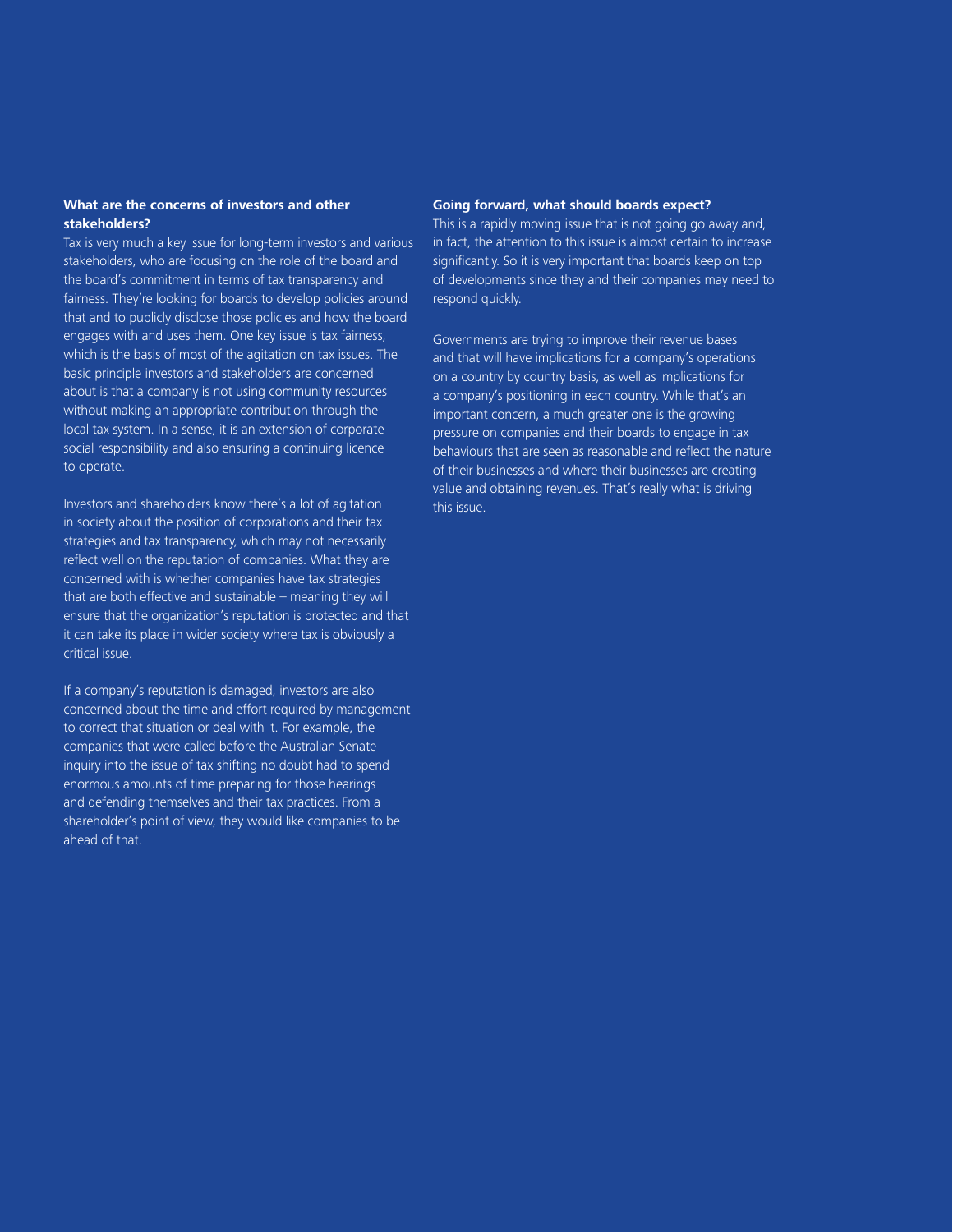### What are the concerns of investors and other stakeholders?

Tax is very much a key issue for long-term investors and various stakeholders, who are focusing on the role of the board and the board's commitment in terms of tax transparency and fairness. They're looking for boards to develop policies around that and to publicly disclose those policies and how the board engages with and uses them. One key issue is tax fairness, which is the basis of most of the agitation on tax issues. The basic principle investors and stakeholders are concerned about is that a company is not using community resources without making an appropriate contribution through the local tax system. In a sense, it is an extension of corporate social responsibility and also ensuring a continuing licence to operate.

Investors and shareholders know there's a lot of agitation in society about the position of corporations and their tax strategies and tax transparency, which may not necessarily reflect well on the reputation of companies. What they are concerned with is whether companies have tax strategies that are both effective and sustainable – meaning they will ensure that the organization's reputation is protected and that it can take its place in wider society where tax is obviously a critical issue.

If a company's reputation is damaged, investors are also concerned about the time and effort required by management to correct that situation or deal with it. For example, the companies that were called before the Australian Senate inquiry into the issue of tax shifting no doubt had to spend enormous amounts of time preparing for those hearings and defending themselves and their tax practices. From a shareholder's point of view, they would like companies to be ahead of that.

### Going forward, what should boards expect?

This is a rapidly moving issue that is not going go away and, in fact, the attention to this issue is almost certain to increase significantly. So it is very important that boards keep on top of developments since they and their companies may need to respond quickly.

Governments are trying to improve their revenue bases and that will have implications for a company's operations on a country by country basis, as well as implications for a company's positioning in each country. While that's an important concern, a much greater one is the growing pressure on companies and their boards to engage in tax behaviours that are seen as reasonable and reflect the nature of their businesses and where their businesses are creating value and obtaining revenues. That's really what is driving this issue.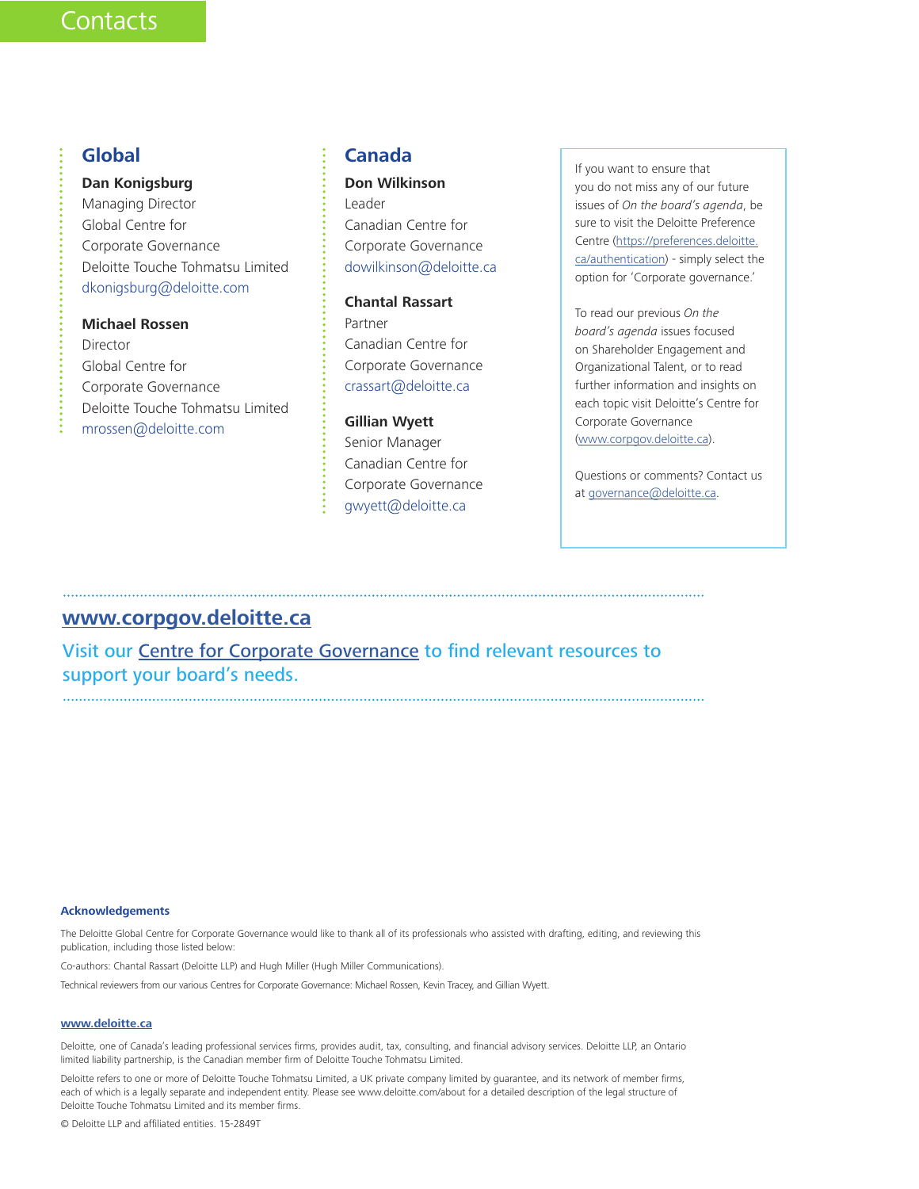# Contacts

## Global

**Dan Konigsburg**
Managing Director
Global Centre for Corporate Governance
Deloitte Touche Tohmatsu Limited
dkonigsburg@deloitte.com

**Michael Rossen**
Director
Global Centre for Corporate Governance
Deloitte Touche Tohmatsu Limited
mrossen@deloitte.com

## Canada

**Don Wilkinson**
Leader
Canadian Centre for Corporate Governance
dowilkinson@deloitte.ca

**Chantal Rassart**
Partner
Canadian Centre for Corporate Governance
crassart@deloitte.ca

**Gillian Wyett**
Senior Manager
Canadian Centre for Corporate Governance
gwyett@deloitte.ca

If you want to ensure that you do not miss any of our future issues of *On the board's agenda*, be sure to visit the Deloitte Preference Centre (https://preferences.deloitte.ca/authentication) - simply select the option for 'Corporate governance.'

To read our previous *On the board's agenda* issues focused on Shareholder Engagement and Organizational Talent, or to read further information and insights on each topic visit Deloitte's Centre for Corporate Governance (www.corpgov.deloitte.ca).

Questions or comments? Contact us at governance@deloitte.ca.

**www.corpgov.deloitte.ca**

Visit our Centre for Corporate Governance to find relevant resources to support your board's needs.

**Acknowledgements**

The Deloitte Global Centre for Corporate Governance would like to thank all of its professionals who assisted with drafting, editing, and reviewing this publication, including those listed below:

Co-authors: Chantal Rassart (Deloitte LLP) and Hugh Miller (Hugh Miller Communications).

Technical reviewers from our various Centres for Corporate Governance: Michael Rossen, Kevin Tracey, and Gillian Wyett.

**www.deloitte.ca**

Deloitte, one of Canada's leading professional services firms, provides audit, tax, consulting, and financial advisory services. Deloitte LLP, an Ontario limited liability partnership, is the Canadian member firm of Deloitte Touche Tohmatsu Limited.

Deloitte refers to one or more of Deloitte Touche Tohmatsu Limited, a UK private company limited by guarantee, and its network of member firms, each of which is a legally separate and independent entity. Please see www.deloitte.com/about for a detailed description of the legal structure of Deloitte Touche Tohmatsu Limited and its member firms.

© Deloitte LLP and affiliated entities. 15-2849T